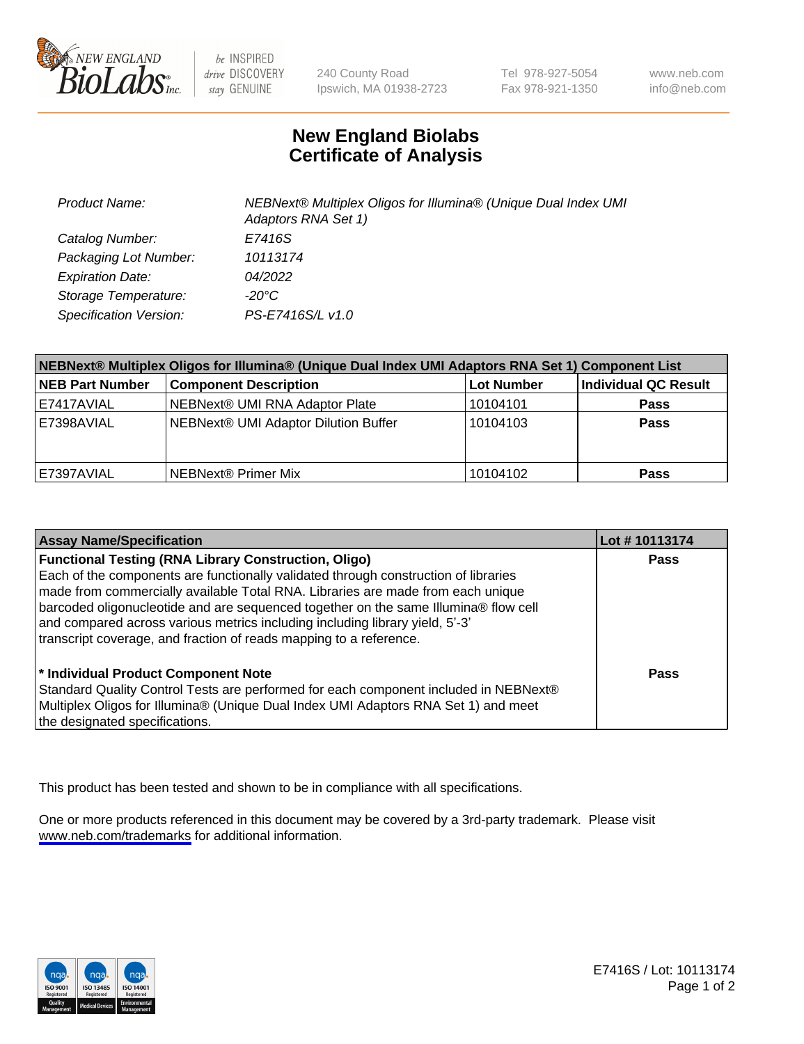# New England Biolabs Certificate of Analysis

| | |
|---|---|
| *Product Name:* | *NEBNext® Multiplex Oligos for Illumina® (Unique Dual Index UMI Adaptors RNA Set 1)* |
| *Catalog Number:* | *E7416S* |
| *Packaging Lot Number:* | *10113174* |
| *Expiration Date:* | *04/2022* |
| *Storage Temperature:* | *-20°C* |
| *Specification Version:* | *PS-E7416S/L v1.0* |

| **NEBNext® Multiplex Oligos for Illumina® (Unique Dual Index UMI Adaptors RNA Set 1) Component List** | | | |
|---|---|---|---|
| **NEB Part Number** | **Component Description** | **Lot Number** | **Individual QC Result** |
| E7417AVIAL | NEBNext® UMI RNA Adaptor Plate | 10104101 | **Pass** |
| E7398AVIAL | NEBNext® UMI Adaptor Dilution Buffer | 10104103 | **Pass** |
| E7397AVIAL | NEBNext® Primer Mix | 10104102 | **Pass** |

| **Assay Name/Specification** | **Lot # 10113174** |
|---|---|
| **Functional Testing (RNA Library Construction, Oligo)** Each of the components are functionally validated through construction of libraries made from commercially available Total RNA. Libraries are made from each unique barcoded oligonucleotide and are sequenced together on the same Illumina® flow cell and compared across various metrics including including library yield, 5'-3' transcript coverage, and fraction of reads mapping to a reference. | **Pass** |
| **\* Individual Product Component Note** Standard Quality Control Tests are performed for each component included in NEBNext® Multiplex Oligos for Illumina® (Unique Dual Index UMI Adaptors RNA Set 1) and meet the designated specifications. | **Pass** |

This product has been tested and shown to be in compliance with all specifications.

One or more products referenced in this document may be covered by a 3rd-party trademark. Please visit www.neb.com/trademarks for additional information.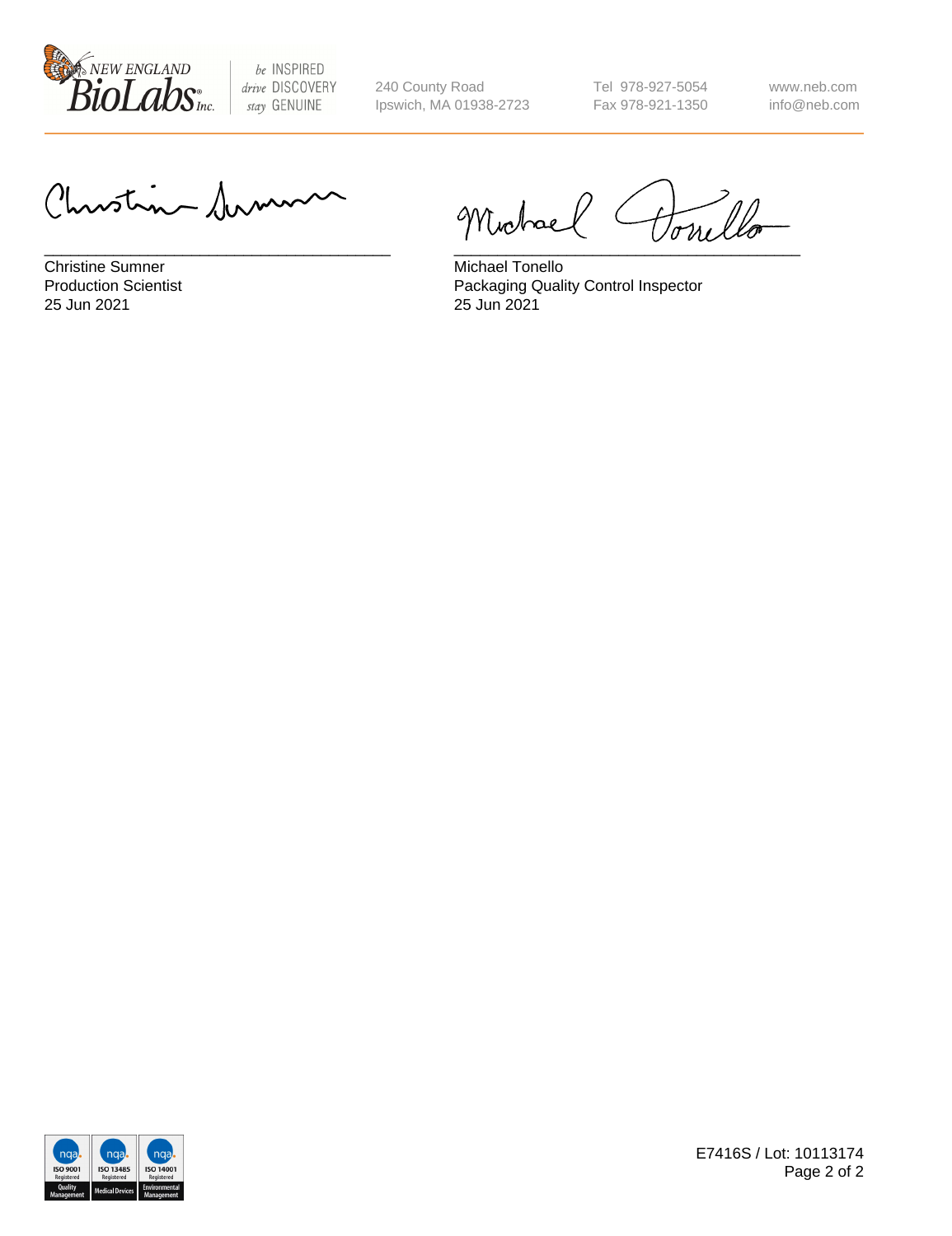NEW ENGLAND BioLabs® Inc.

be INSPIRED
drive DISCOVERY
stay GENUINE

240 County Road
Ipswich, MA 01938-2723

Tel 978-927-5054
Fax 978-921-1350

www.neb.com
info@neb.com

Christine Sumner
Production Scientist
25 Jun 2021

Michael Tonello
Packaging Quality Control Inspector
25 Jun 2021

E7416S / Lot: 10113174